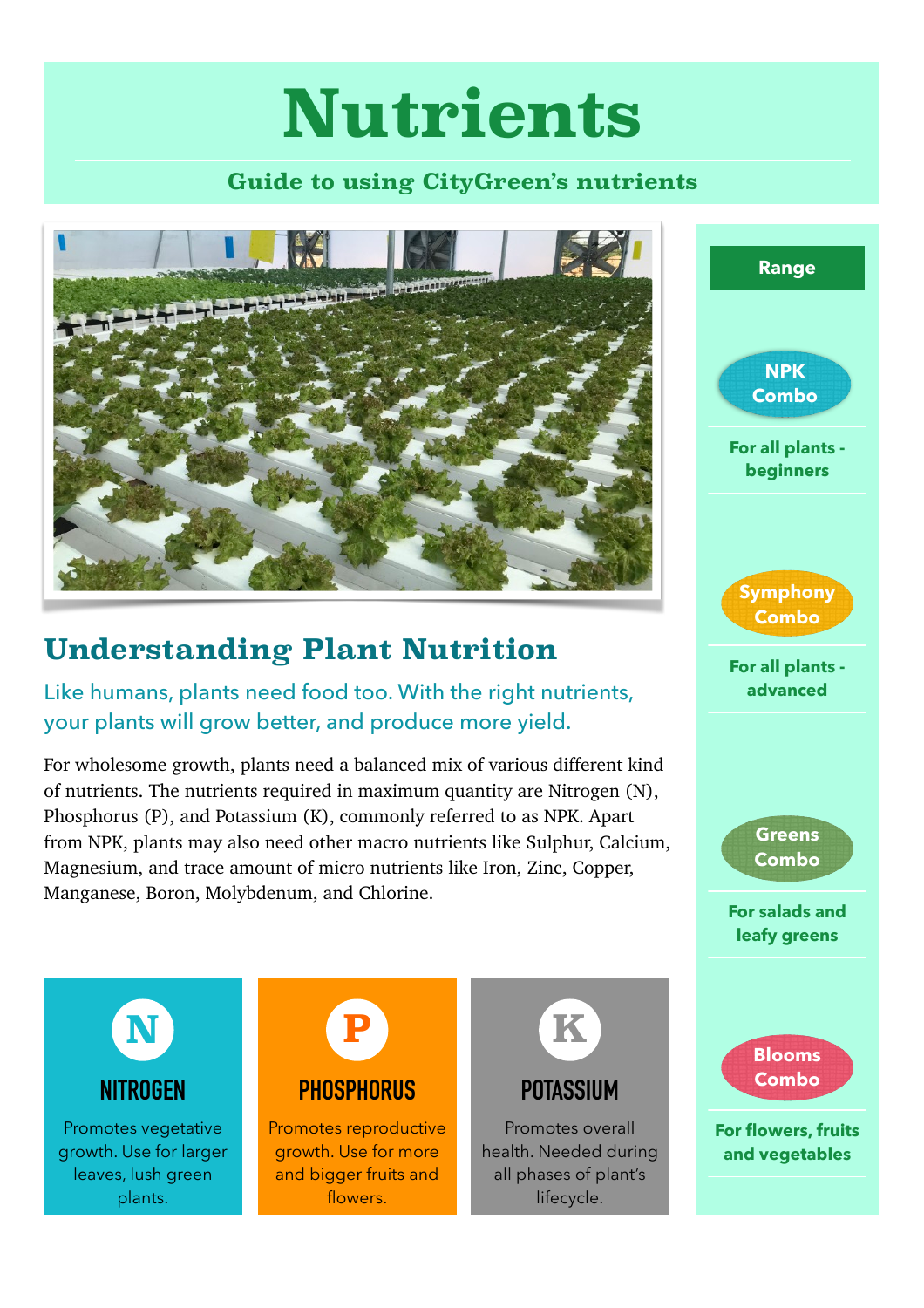# Nutrients

**Guide to using CityGreen's nutrients**

## Understanding Plant Nutrition

Like humans, plants need food too. With the right nutrients, your plants will grow better, and produce more yield.

For wholesome growth, plants need a balanced mix of various different kind of nutrients. The nutrients required in maximum quantity are Nitrogen (N), Phosphorus (P), and Potassium (K), commonly referred to as NPK. Apart from NPK, plants may also need other macro nutrients like Sulphur, Calcium, Magnesium, and trace amount of micro nutrients like Iron, Zinc, Copper, Manganese, Boron, Molybdenum, and Chlorine.

### N — NITROGEN

Promotes vegetative growth. Use for larger leaves, lush green plants.

### P — PHOSPHORUS

Promotes reproductive growth. Use for more and bigger fruits and flowers.

### K — POTASSIUM

Promotes overall health. Needed during all phases of plant's lifecycle.

## Range

**NPK Combo**
For all plants - beginners

**Symphony Combo**
For all plants - advanced

**Greens Combo**
For salads and leafy greens

**Blooms Combo**
For flowers, fruits and vegetables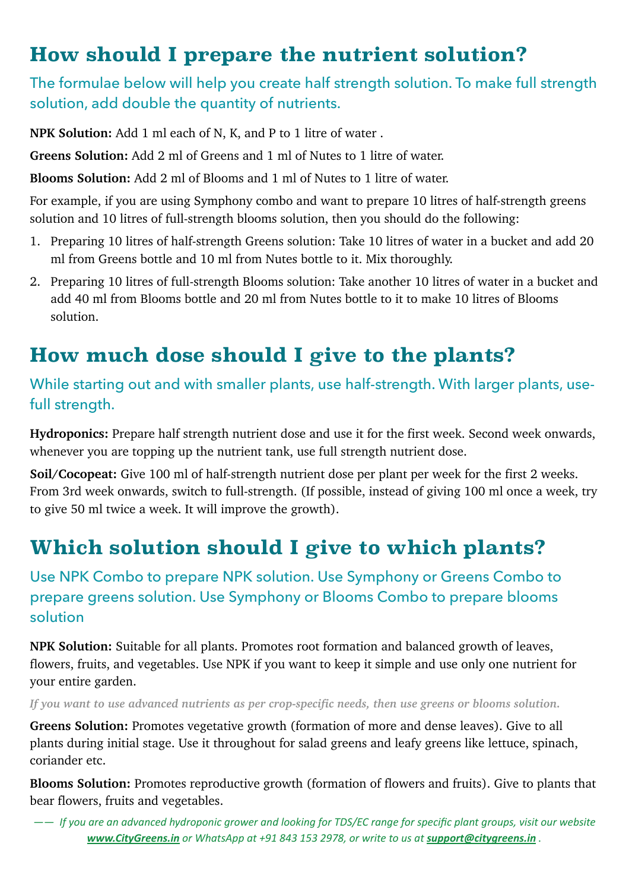## How should I prepare the nutrient solution?

The formulae below will help you create half strength solution. To make full strength solution, add double the quantity of nutrients.

**NPK Solution:** Add 1 ml each of N, K, and P to 1 litre of water .

**Greens Solution:** Add 2 ml of Greens and 1 ml of Nutes to 1 litre of water.

**Blooms Solution:** Add 2 ml of Blooms and 1 ml of Nutes to 1 litre of water.

For example, if you are using Symphony combo and want to prepare 10 litres of half-strength greens solution and 10 litres of full-strength blooms solution, then you should do the following:

1. Preparing 10 litres of half-strength Greens solution: Take 10 litres of water in a bucket and add 20 ml from Greens bottle and 10 ml from Nutes bottle to it. Mix thoroughly.
2. Preparing 10 litres of full-strength Blooms solution: Take another 10 litres of water in a bucket and add 40 ml from Blooms bottle and 20 ml from Nutes bottle to it to make 10 litres of Blooms solution.

## How much dose should I give to the plants?

While starting out and with smaller plants, use half-strength. With larger plants, use-full strength.

**Hydroponics:** Prepare half strength nutrient dose and use it for the first week. Second week onwards, whenever you are topping up the nutrient tank, use full strength nutrient dose.

**Soil/Cocopeat:** Give 100 ml of half-strength nutrient dose per plant per week for the first 2 weeks. From 3rd week onwards, switch to full-strength. (If possible, instead of giving 100 ml once a week, try to give 50 ml twice a week. It will improve the growth).

## Which solution should I give to which plants?

Use NPK Combo to prepare NPK solution. Use Symphony or Greens Combo to prepare greens solution. Use Symphony or Blooms Combo to prepare blooms solution

**NPK Solution:** Suitable for all plants. Promotes root formation and balanced growth of leaves, flowers, fruits, and vegetables. Use NPK if you want to keep it simple and use only one nutrient for your entire garden.

*If you want to use advanced nutrients as per crop-specific needs, then use greens or blooms solution.*

**Greens Solution:** Promotes vegetative growth (formation of more and dense leaves). Give to all plants during initial stage. Use it throughout for salad greens and leafy greens like lettuce, spinach, coriander etc.

**Blooms Solution:** Promotes reproductive growth (formation of flowers and fruits). Give to plants that bear flowers, fruits and vegetables.

*—— If you are an advanced hydroponic grower and looking for TDS/EC range for specific plant groups, visit our website **www.CityGreens.in** or WhatsApp at +91 843 153 2978, or write to us at **support@citygreens.in** .*